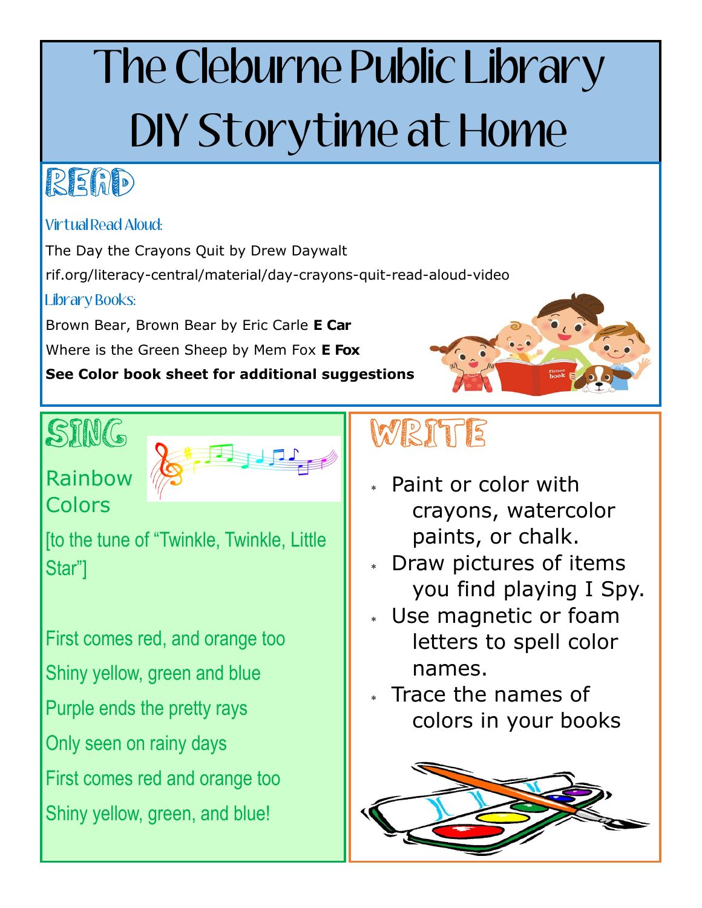# The Cleburne Public Library DIY Storytime at Home

## READ

### Virtual Read Aloud:

The Day the Crayons Quit by Drew Daywalt

rif.org/literacy-central/material/day-crayons-quit-read-aloud-video

### Library Books:

Brown Bear, Brown Bear by Eric Carle **E Car**

Where is the Green Sheep by Mem Fox **E Fox**

**See Color book sheet for additional suggestions**

## SING

### Rainbow Colors

[to the tune of "Twinkle, Twinkle, Little Star"]

First comes red, and orange too

Shiny yellow, green and blue

Purple ends the pretty rays

Only seen on rainy days

First comes red and orange too

Shiny yellow, green, and blue!

## WRITE

* Paint or color with crayons, watercolor paints, or chalk.
* Draw pictures of items you find playing I Spy.
* Use magnetic or foam letters to spell color names.
* Trace the names of colors in your books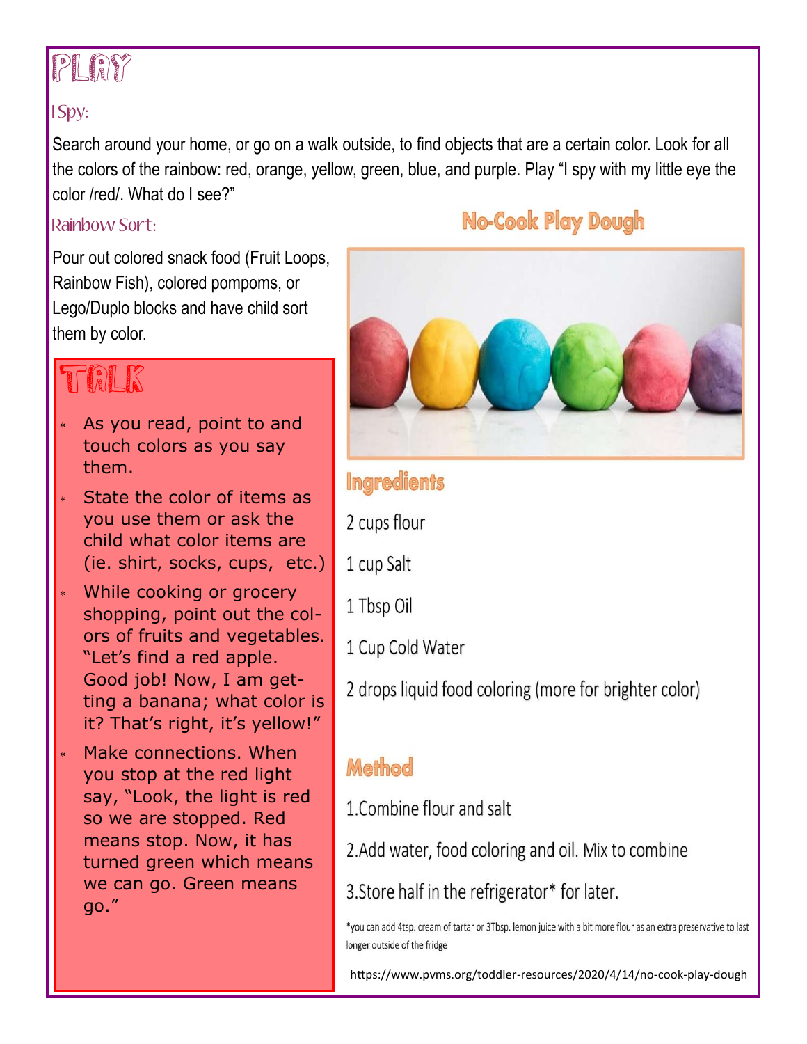# PLAY

### I Spy:

Search around your home, or go on a walk outside, to find objects that are a certain color. Look for all the colors of the rainbow: red, orange, yellow, green, blue, and purple. Play "I spy with my little eye the color /red/. What do I see?"

### Rainbow Sort:

Pour out colored snack food (Fruit Loops, Rainbow Fish), colored pompoms, or Lego/Duplo blocks and have child sort them by color.

# TALK

- As you read, point to and touch colors as you say them.
- State the color of items as you use them or ask the child what color items are (ie. shirt, socks, cups, etc.)
- While cooking or grocery shopping, point out the colors of fruits and vegetables. "Let's find a red apple. Good job! Now, I am getting a banana; what color is it? That's right, it's yellow!"
- Make connections. When you stop at the red light say, "Look, the light is red so we are stopped. Red means stop. Now, it has turned green which means we can go. Green means go."

## No-Cook Play Dough

### Ingredients

2 cups flour

1 cup Salt

1 Tbsp Oil

1 Cup Cold Water

2 drops liquid food coloring (more for brighter color)

### Method

1. Combine flour and salt
2. Add water, food coloring and oil. Mix to combine
3. Store half in the refrigerator* for later.

*you can add 4tsp. cream of tartar or 3Tbsp. lemon juice with a bit more flour as an extra preservative to last longer outside of the fridge

https://www.pvms.org/toddler-resources/2020/4/14/no-cook-play-dough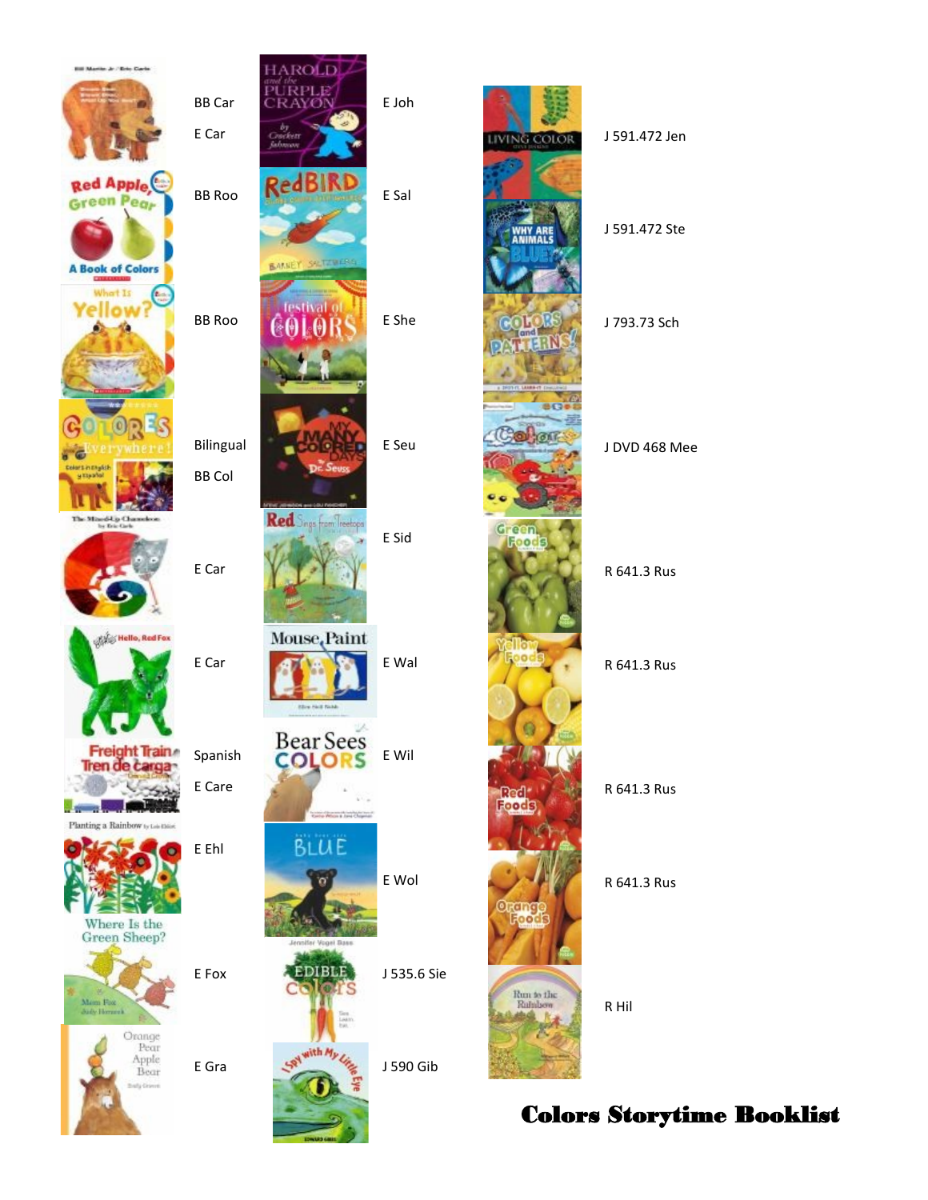# Colors Storytime Booklist

BB Car
E Car

BB Roo

BB Roo

Bilingual
BB Col

E Car

E Car

Spanish
E Care

E Ehl

E Fox

E Gra

E Joh

E Sal

E She

E Seu

E Sid

E Wal

E Wil

E Wol

J 535.6 Sie

J 590 Gib

J 591.472 Jen

J 591.472 Ste

J 793.73 Sch

J DVD 468 Mee

R 641.3 Rus

R 641.3 Rus

R 641.3 Rus

R 641.3 Rus

R Hil